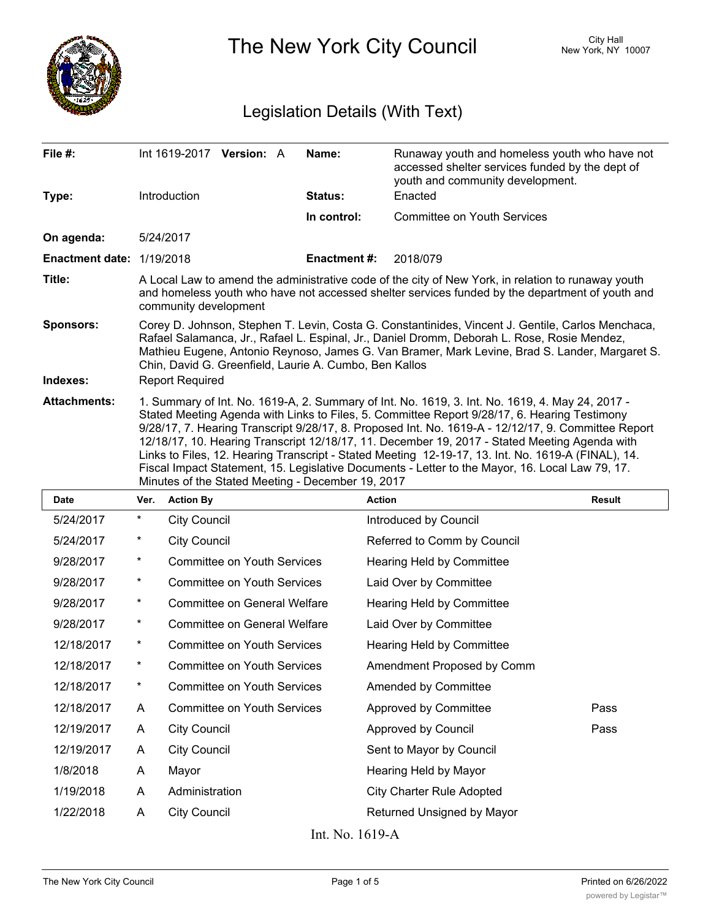# The New York City Council

City Hall
New York, NY 10007

## Legislation Details (With Text)

| | | | |
|---|---|---|---|
| **File #:** | Int 1619-2017 **Version:** A | **Name:** | Runaway youth and homeless youth who have not accessed shelter services funded by the dept of youth and community development. |
| **Type:** | Introduction | **Status:** | Enacted |
| | | **In control:** | Committee on Youth Services |
| **On agenda:** | 5/24/2017 | | |
| **Enactment date:** | 1/19/2018 | **Enactment #:** | 2018/079 |

**Title:** A Local Law to amend the administrative code of the city of New York, in relation to runaway youth and homeless youth who have not accessed shelter services funded by the department of youth and community development

**Sponsors:** Corey D. Johnson, Stephen T. Levin, Costa G. Constantinides, Vincent J. Gentile, Carlos Menchaca, Rafael Salamanca, Jr., Rafael L. Espinal, Jr., Daniel Dromm, Deborah L. Rose, Rosie Mendez, Mathieu Eugene, Antonio Reynoso, James G. Van Bramer, Mark Levine, Brad S. Lander, Margaret S. Chin, David G. Greenfield, Laurie A. Cumbo, Ben Kallos

**Indexes:** Report Required

**Attachments:** 1. Summary of Int. No. 1619-A, 2. Summary of Int. No. 1619, 3. Int. No. 1619, 4. May 24, 2017 - Stated Meeting Agenda with Links to Files, 5. Committee Report 9/28/17, 6. Hearing Testimony 9/28/17, 7. Hearing Transcript 9/28/17, 8. Proposed Int. No. 1619-A - 12/12/17, 9. Committee Report 12/18/17, 10. Hearing Transcript 12/18/17, 11. December 19, 2017 - Stated Meeting Agenda with Links to Files, 12. Hearing Transcript - Stated Meeting 12-19-17, 13. Int. No. 1619-A (FINAL), 14. Fiscal Impact Statement, 15. Legislative Documents - Letter to the Mayor, 16. Local Law 79, 17. Minutes of the Stated Meeting - December 19, 2017

| Date | Ver. | Action By | Action | Result |
|---|---|---|---|---|
| 5/24/2017 | * | City Council | Introduced by Council | |
| 5/24/2017 | * | City Council | Referred to Comm by Council | |
| 9/28/2017 | * | Committee on Youth Services | Hearing Held by Committee | |
| 9/28/2017 | * | Committee on Youth Services | Laid Over by Committee | |
| 9/28/2017 | * | Committee on General Welfare | Hearing Held by Committee | |
| 9/28/2017 | * | Committee on General Welfare | Laid Over by Committee | |
| 12/18/2017 | * | Committee on Youth Services | Hearing Held by Committee | |
| 12/18/2017 | * | Committee on Youth Services | Amendment Proposed by Comm | |
| 12/18/2017 | * | Committee on Youth Services | Amended by Committee | |
| 12/18/2017 | A | Committee on Youth Services | Approved by Committee | Pass |
| 12/19/2017 | A | City Council | Approved by Council | Pass |
| 12/19/2017 | A | City Council | Sent to Mayor by Council | |
| 1/8/2018 | A | Mayor | Hearing Held by Mayor | |
| 1/19/2018 | A | Administration | City Charter Rule Adopted | |
| 1/22/2018 | A | City Council | Returned Unsigned by Mayor | |

Int. No. 1619-A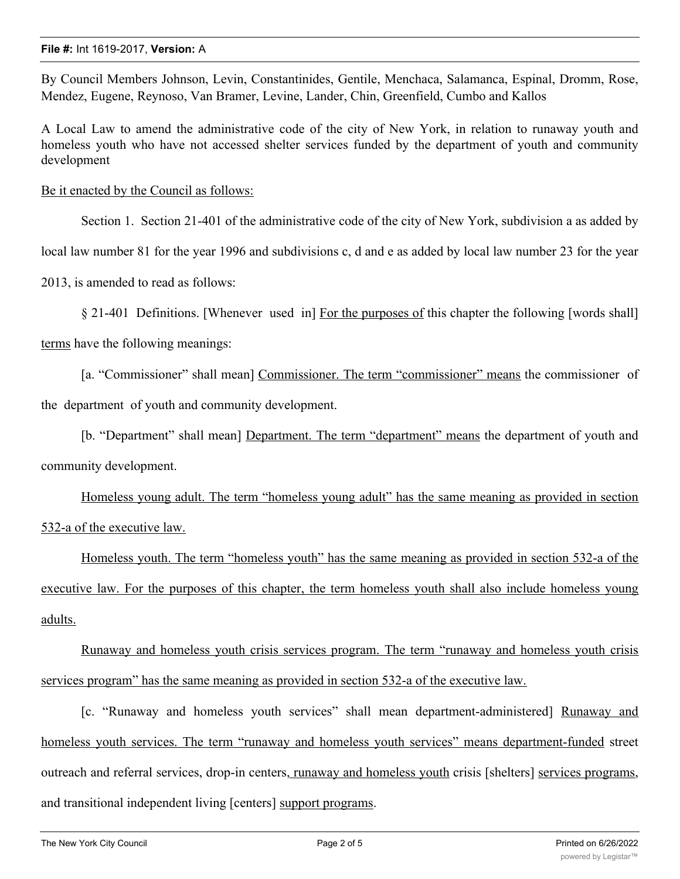By Council Members Johnson, Levin, Constantinides, Gentile, Menchaca, Salamanca, Espinal, Dromm, Rose, Mendez, Eugene, Reynoso, Van Bramer, Levine, Lander, Chin, Greenfield, Cumbo and Kallos

A Local Law to amend the administrative code of the city of New York, in relation to runaway youth and homeless youth who have not accessed shelter services funded by the department of youth and community development

Be it enacted by the Council as follows:

Section 1. Section 21-401 of the administrative code of the city of New York, subdivision a as added by local law number 81 for the year 1996 and subdivisions c, d and e as added by local law number 23 for the year 2013, is amended to read as follows:

§ 21-401 Definitions. [Whenever used in] For the purposes of this chapter the following [words shall] terms have the following meanings:

[a. "Commissioner" shall mean] Commissioner. The term "commissioner" means the commissioner of the department of youth and community development.

[b. "Department" shall mean] Department. The term "department" means the department of youth and community development.

Homeless young adult. The term "homeless young adult" has the same meaning as provided in section 532-a of the executive law.

Homeless youth. The term "homeless youth" has the same meaning as provided in section 532-a of the executive law. For the purposes of this chapter, the term homeless youth shall also include homeless young adults.

Runaway and homeless youth crisis services program. The term "runaway and homeless youth crisis services program" has the same meaning as provided in section 532-a of the executive law.

[c. "Runaway and homeless youth services" shall mean department-administered] Runaway and homeless youth services. The term "runaway and homeless youth services" means department-funded street outreach and referral services, drop-in centers, runaway and homeless youth crisis [shelters] services programs, and transitional independent living [centers] support programs.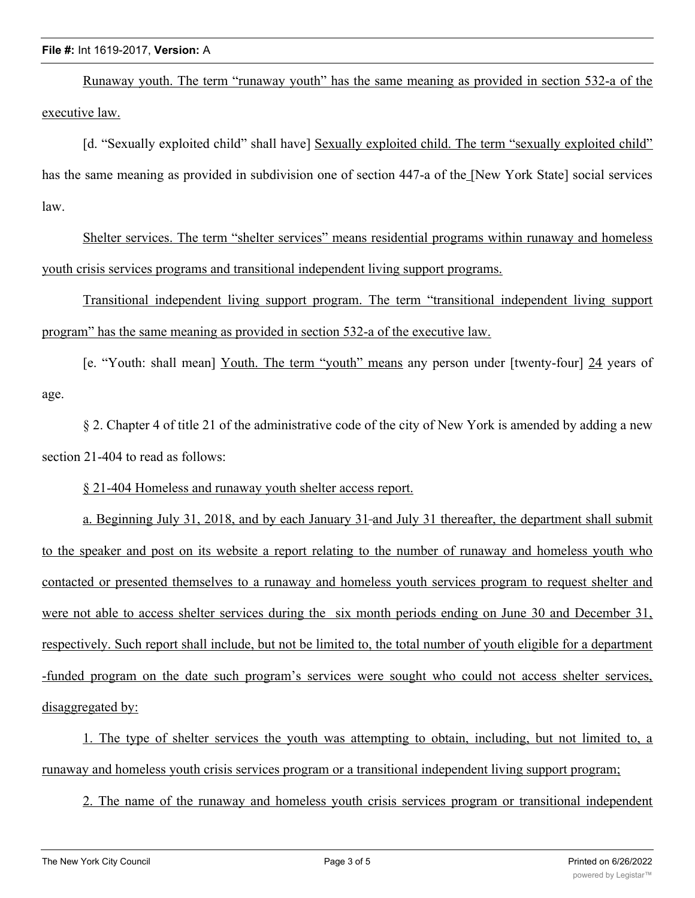Runaway youth. The term “runaway youth” has the same meaning as provided in section 532-a of the executive law.

[d. “Sexually exploited child” shall have] Sexually exploited child. The term “sexually exploited child” has the same meaning as provided in subdivision one of section 447-a of the [New York State] social services law.

Shelter services. The term “shelter services” means residential programs within runaway and homeless youth crisis services programs and transitional independent living support programs.

Transitional independent living support program. The term “transitional independent living support program” has the same meaning as provided in section 532-a of the executive law.

[e. “Youth: shall mean] Youth. The term “youth” means any person under [twenty-four] 24 years of age.

§ 2. Chapter 4 of title 21 of the administrative code of the city of New York is amended by adding a new section 21-404 to read as follows:

§ 21-404 Homeless and runaway youth shelter access report.

a. Beginning July 31, 2018, and by each January 31 and July 31 thereafter, the department shall submit to the speaker and post on its website a report relating to the number of runaway and homeless youth who contacted or presented themselves to a runaway and homeless youth services program to request shelter and were not able to access shelter services during the six month periods ending on June 30 and December 31, respectively. Such report shall include, but not be limited to, the total number of youth eligible for a department -funded program on the date such program’s services were sought who could not access shelter services, disaggregated by:

1. The type of shelter services the youth was attempting to obtain, including, but not limited to, a runaway and homeless youth crisis services program or a transitional independent living support program;

2. The name of the runaway and homeless youth crisis services program or transitional independent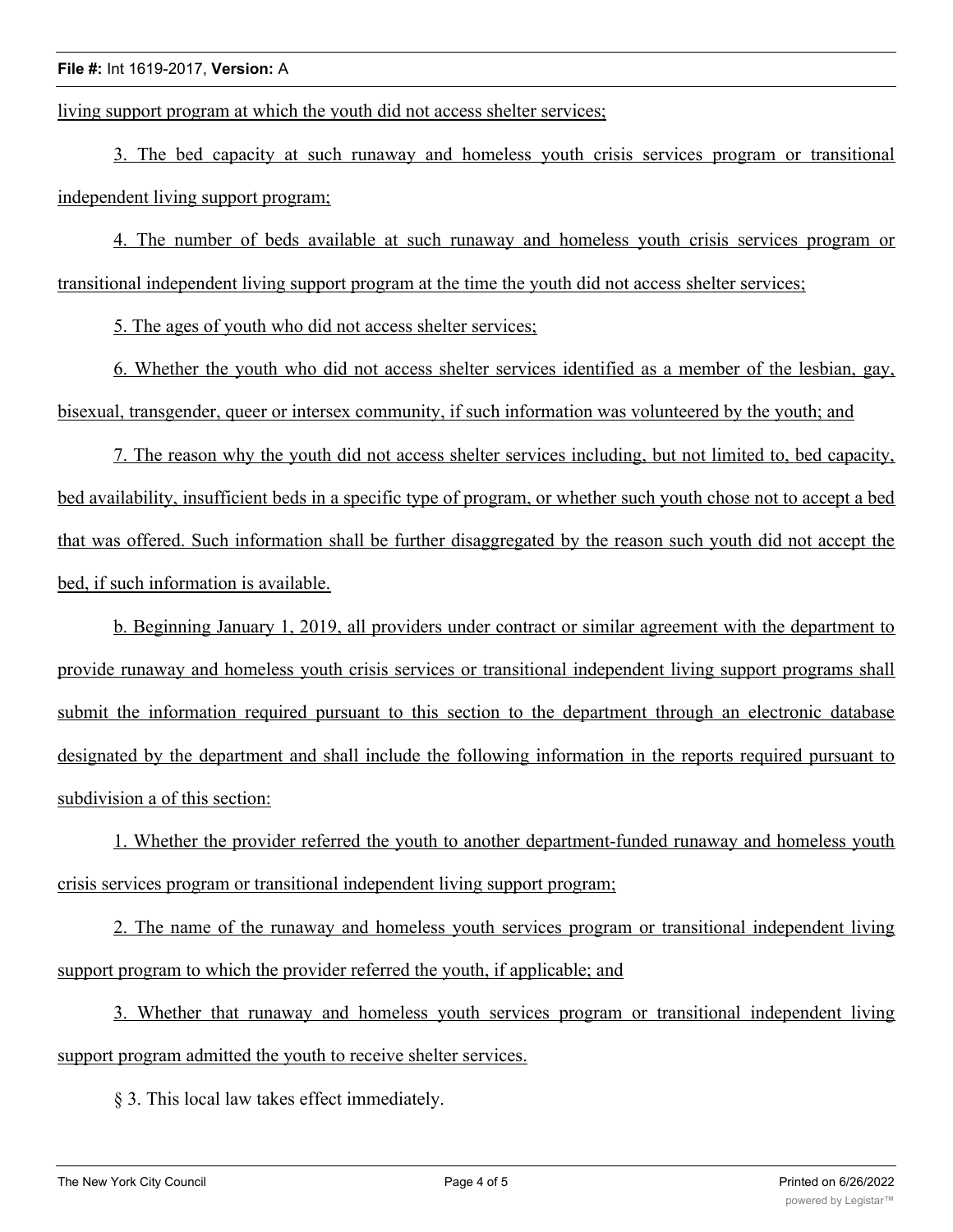living support program at which the youth did not access shelter services;

3. The bed capacity at such runaway and homeless youth crisis services program or transitional independent living support program;

4. The number of beds available at such runaway and homeless youth crisis services program or transitional independent living support program at the time the youth did not access shelter services;

5. The ages of youth who did not access shelter services;

6. Whether the youth who did not access shelter services identified as a member of the lesbian, gay, bisexual, transgender, queer or intersex community, if such information was volunteered by the youth; and

7. The reason why the youth did not access shelter services including, but not limited to, bed capacity, bed availability, insufficient beds in a specific type of program, or whether such youth chose not to accept a bed that was offered. Such information shall be further disaggregated by the reason such youth did not accept the bed, if such information is available.

b. Beginning January 1, 2019, all providers under contract or similar agreement with the department to provide runaway and homeless youth crisis services or transitional independent living support programs shall submit the information required pursuant to this section to the department through an electronic database designated by the department and shall include the following information in the reports required pursuant to subdivision a of this section:

1. Whether the provider referred the youth to another department-funded runaway and homeless youth crisis services program or transitional independent living support program;

2. The name of the runaway and homeless youth services program or transitional independent living support program to which the provider referred the youth, if applicable; and

3. Whether that runaway and homeless youth services program or transitional independent living support program admitted the youth to receive shelter services.

§ 3. This local law takes effect immediately.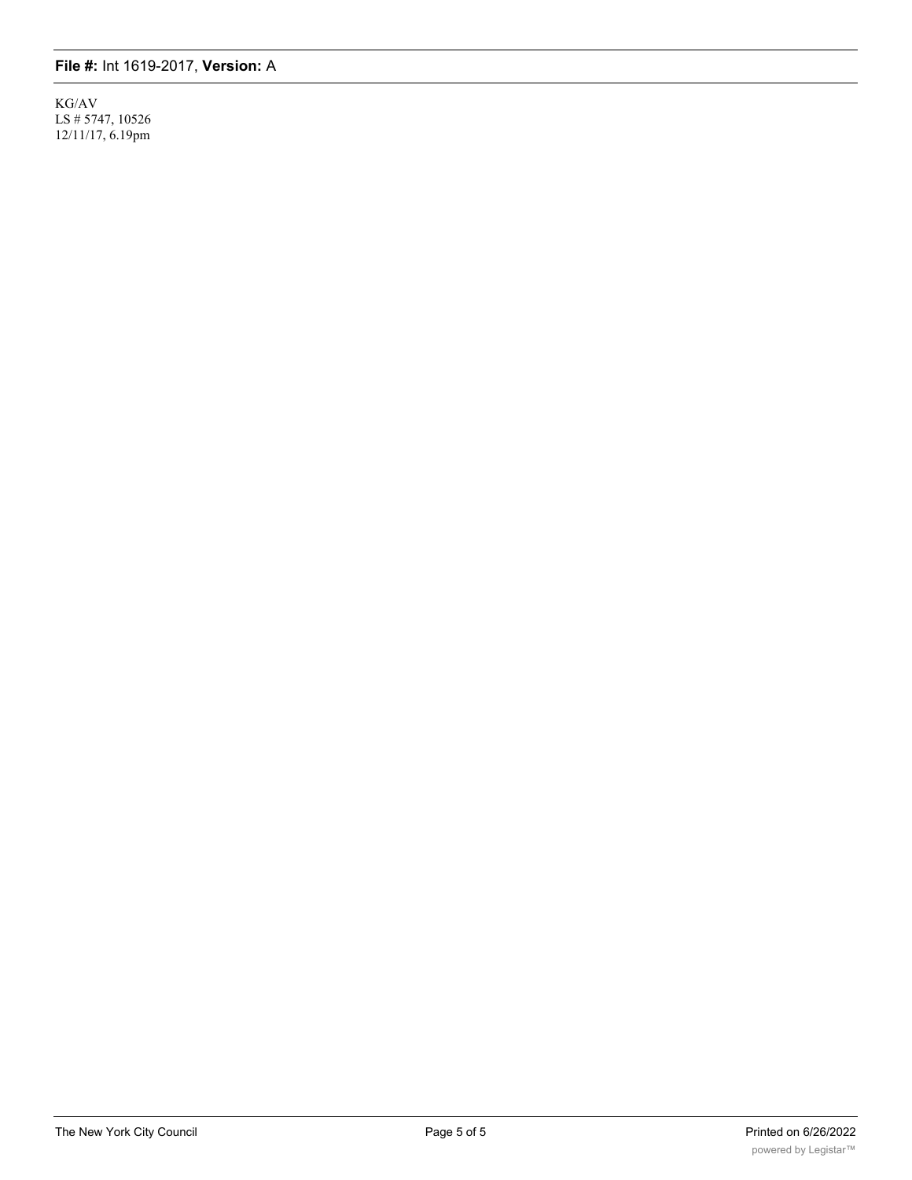KG/AV
LS # 5747, 10526
12/11/17, 6.19pm